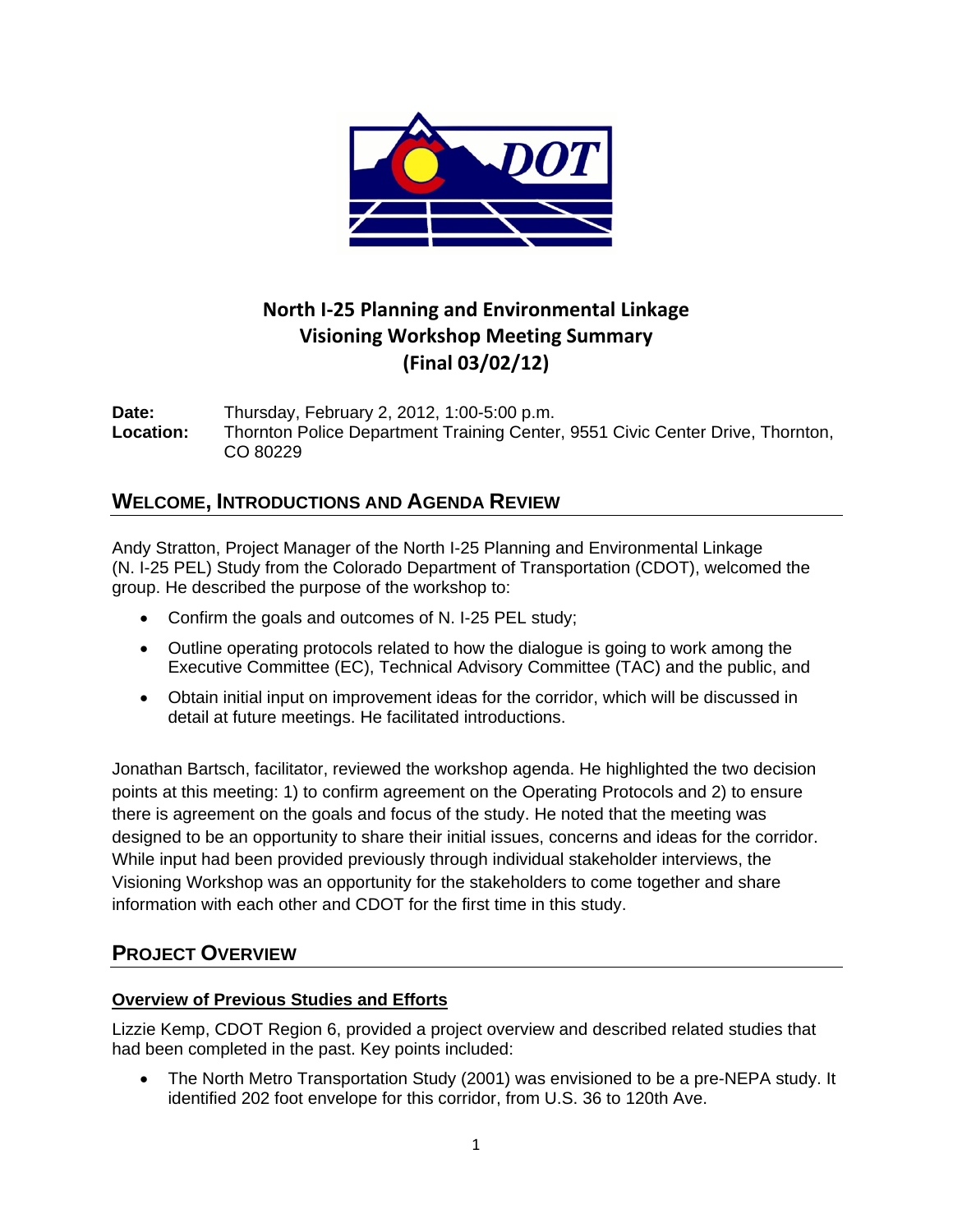# North I-25 Planning and Environmental Linkage Visioning Workshop Meeting Summary (Final 03/02/12)

**Date:** Thursday, February 2, 2012, 1:00-5:00 p.m.
**Location:** Thornton Police Department Training Center, 9551 Civic Center Drive, Thornton, CO 80229

## Welcome, Introductions and Agenda Review

Andy Stratton, Project Manager of the North I-25 Planning and Environmental Linkage (N. I-25 PEL) Study from the Colorado Department of Transportation (CDOT), welcomed the group. He described the purpose of the workshop to:

- Confirm the goals and outcomes of N. I-25 PEL study;
- Outline operating protocols related to how the dialogue is going to work among the Executive Committee (EC), Technical Advisory Committee (TAC) and the public, and
- Obtain initial input on improvement ideas for the corridor, which will be discussed in detail at future meetings. He facilitated introductions.

Jonathan Bartsch, facilitator, reviewed the workshop agenda. He highlighted the two decision points at this meeting: 1) to confirm agreement on the Operating Protocols and 2) to ensure there is agreement on the goals and focus of the study. He noted that the meeting was designed to be an opportunity to share their initial issues, concerns and ideas for the corridor. While input had been provided previously through individual stakeholder interviews, the Visioning Workshop was an opportunity for the stakeholders to come together and share information with each other and CDOT for the first time in this study.

## Project Overview

### Overview of Previous Studies and Efforts

Lizzie Kemp, CDOT Region 6, provided a project overview and described related studies that had been completed in the past. Key points included:

- The North Metro Transportation Study (2001) was envisioned to be a pre-NEPA study. It identified 202 foot envelope for this corridor, from U.S. 36 to 120th Ave.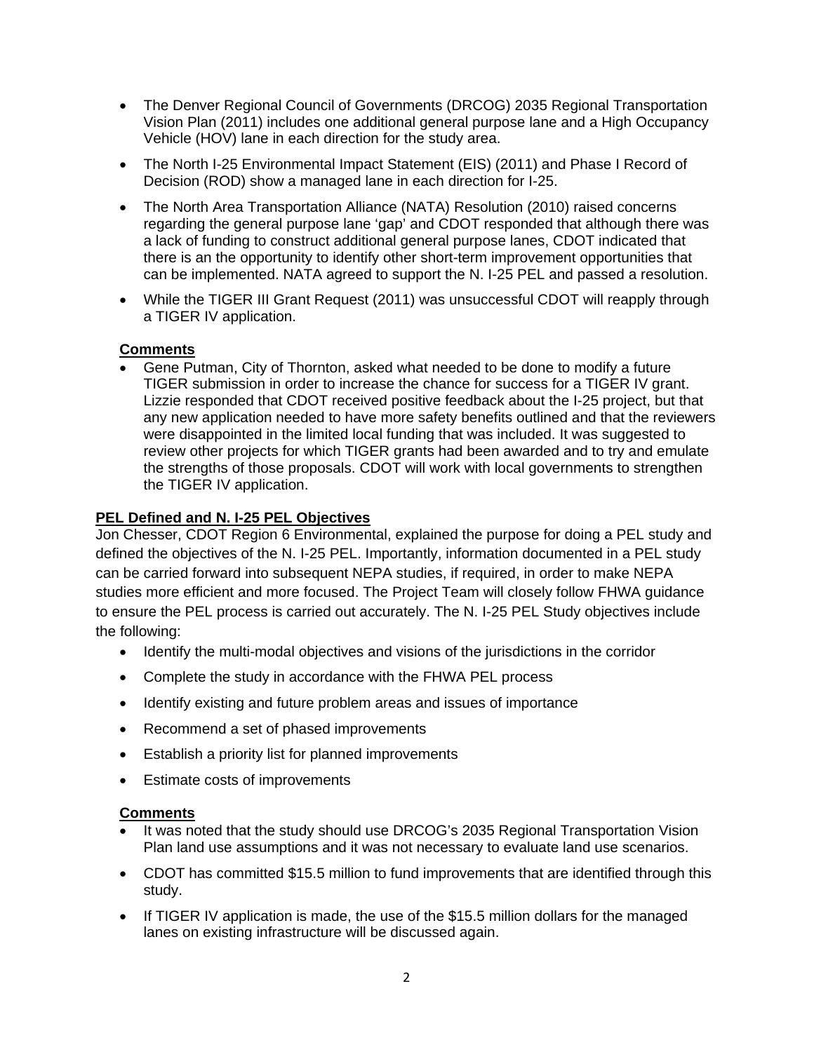- The Denver Regional Council of Governments (DRCOG) 2035 Regional Transportation Vision Plan (2011) includes one additional general purpose lane and a High Occupancy Vehicle (HOV) lane in each direction for the study area.
- The North I-25 Environmental Impact Statement (EIS) (2011) and Phase I Record of Decision (ROD) show a managed lane in each direction for I-25.
- The North Area Transportation Alliance (NATA) Resolution (2010) raised concerns regarding the general purpose lane 'gap' and CDOT responded that although there was a lack of funding to construct additional general purpose lanes, CDOT indicated that there is an the opportunity to identify other short-term improvement opportunities that can be implemented. NATA agreed to support the N. I-25 PEL and passed a resolution.
- While the TIGER III Grant Request (2011) was unsuccessful CDOT will reapply through a TIGER IV application.

**Comments**

- Gene Putman, City of Thornton, asked what needed to be done to modify a future TIGER submission in order to increase the chance for success for a TIGER IV grant. Lizzie responded that CDOT received positive feedback about the I-25 project, but that any new application needed to have more safety benefits outlined and that the reviewers were disappointed in the limited local funding that was included. It was suggested to review other projects for which TIGER grants had been awarded and to try and emulate the strengths of those proposals. CDOT will work with local governments to strengthen the TIGER IV application.

**PEL Defined and N. I-25 PEL Objectives**

Jon Chesser, CDOT Region 6 Environmental, explained the purpose for doing a PEL study and defined the objectives of the N. I-25 PEL. Importantly, information documented in a PEL study can be carried forward into subsequent NEPA studies, if required, in order to make NEPA studies more efficient and more focused. The Project Team will closely follow FHWA guidance to ensure the PEL process is carried out accurately. The N. I-25 PEL Study objectives include the following:

- Identify the multi-modal objectives and visions of the jurisdictions in the corridor
- Complete the study in accordance with the FHWA PEL process
- Identify existing and future problem areas and issues of importance
- Recommend a set of phased improvements
- Establish a priority list for planned improvements
- Estimate costs of improvements

**Comments**

- It was noted that the study should use DRCOG's 2035 Regional Transportation Vision Plan land use assumptions and it was not necessary to evaluate land use scenarios.
- CDOT has committed $15.5 million to fund improvements that are identified through this study.
- If TIGER IV application is made, the use of the $15.5 million dollars for the managed lanes on existing infrastructure will be discussed again.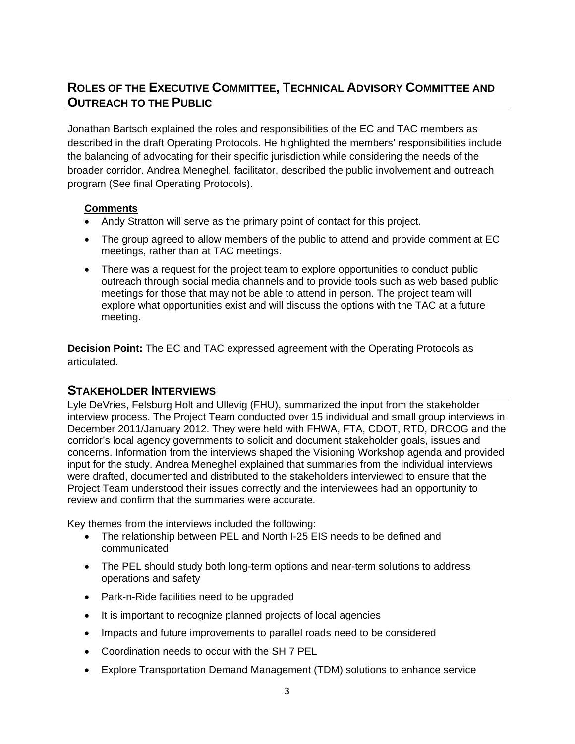## Roles of the Executive Committee, Technical Advisory Committee and Outreach to the Public

Jonathan Bartsch explained the roles and responsibilities of the EC and TAC members as described in the draft Operating Protocols. He highlighted the members' responsibilities include the balancing of advocating for their specific jurisdiction while considering the needs of the broader corridor. Andrea Meneghel, facilitator, described the public involvement and outreach program (See final Operating Protocols).

**Comments**

- Andy Stratton will serve as the primary point of contact for this project.
- The group agreed to allow members of the public to attend and provide comment at EC meetings, rather than at TAC meetings.
- There was a request for the project team to explore opportunities to conduct public outreach through social media channels and to provide tools such as web based public meetings for those that may not be able to attend in person. The project team will explore what opportunities exist and will discuss the options with the TAC at a future meeting.

**Decision Point:** The EC and TAC expressed agreement with the Operating Protocols as articulated.

## Stakeholder Interviews

Lyle DeVries, Felsburg Holt and Ullevig (FHU), summarized the input from the stakeholder interview process. The Project Team conducted over 15 individual and small group interviews in December 2011/January 2012. They were held with FHWA, FTA, CDOT, RTD, DRCOG and the corridor's local agency governments to solicit and document stakeholder goals, issues and concerns. Information from the interviews shaped the Visioning Workshop agenda and provided input for the study. Andrea Meneghel explained that summaries from the individual interviews were drafted, documented and distributed to the stakeholders interviewed to ensure that the Project Team understood their issues correctly and the interviewees had an opportunity to review and confirm that the summaries were accurate.

Key themes from the interviews included the following:

- The relationship between PEL and North I-25 EIS needs to be defined and communicated
- The PEL should study both long-term options and near-term solutions to address operations and safety
- Park-n-Ride facilities need to be upgraded
- It is important to recognize planned projects of local agencies
- Impacts and future improvements to parallel roads need to be considered
- Coordination needs to occur with the SH 7 PEL
- Explore Transportation Demand Management (TDM) solutions to enhance service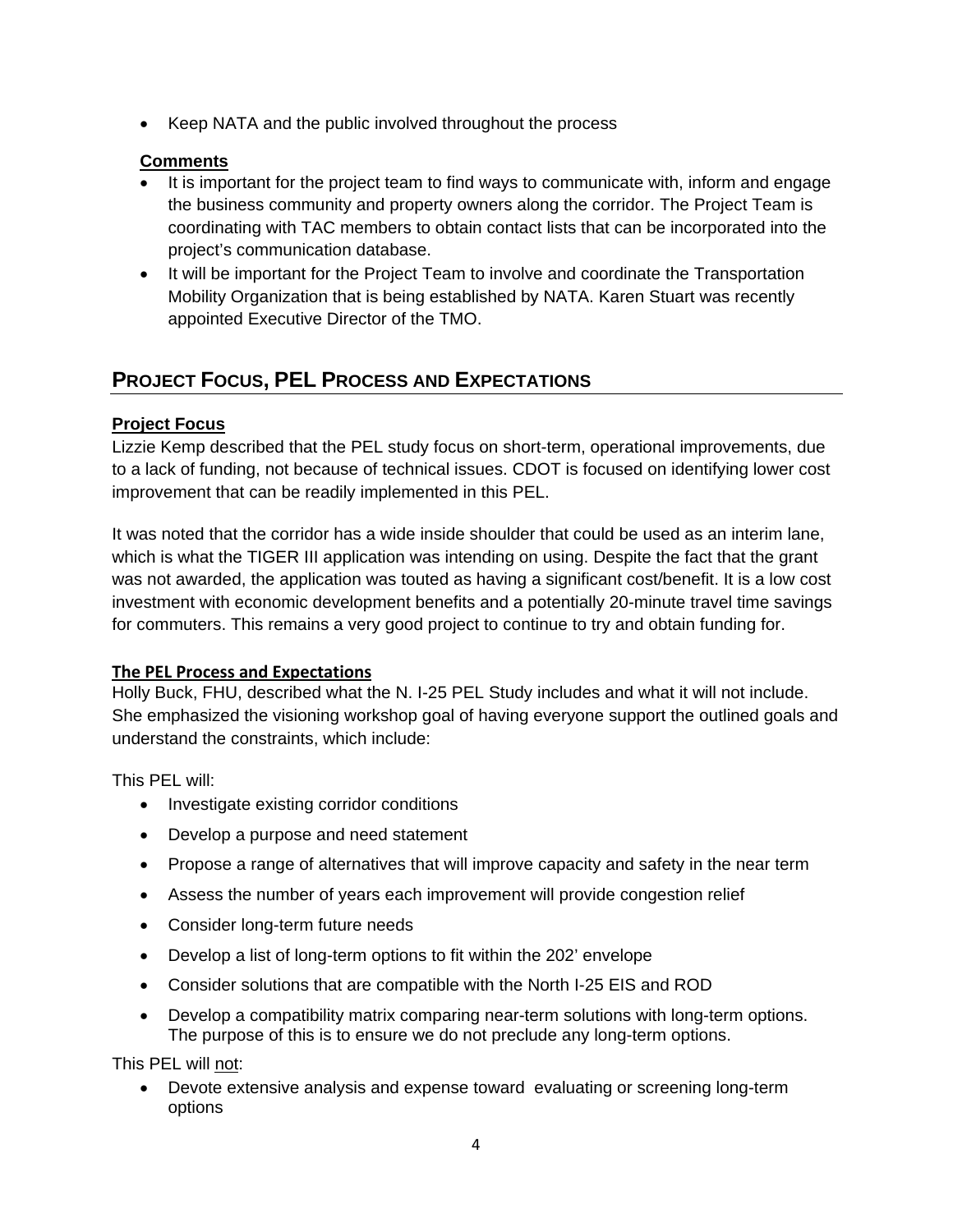- Keep NATA and the public involved throughout the process

**Comments**

- It is important for the project team to find ways to communicate with, inform and engage the business community and property owners along the corridor. The Project Team is coordinating with TAC members to obtain contact lists that can be incorporated into the project's communication database.
- It will be important for the Project Team to involve and coordinate the Transportation Mobility Organization that is being established by NATA. Karen Stuart was recently appointed Executive Director of the TMO.

## PROJECT FOCUS, PEL PROCESS AND EXPECTATIONS

**Project Focus**

Lizzie Kemp described that the PEL study focus on short-term, operational improvements, due to a lack of funding, not because of technical issues. CDOT is focused on identifying lower cost improvement that can be readily implemented in this PEL.

It was noted that the corridor has a wide inside shoulder that could be used as an interim lane, which is what the TIGER III application was intending on using. Despite the fact that the grant was not awarded, the application was touted as having a significant cost/benefit. It is a low cost investment with economic development benefits and a potentially 20-minute travel time savings for commuters. This remains a very good project to continue to try and obtain funding for.

**The PEL Process and Expectations**

Holly Buck, FHU, described what the N. I-25 PEL Study includes and what it will not include. She emphasized the visioning workshop goal of having everyone support the outlined goals and understand the constraints, which include:

This PEL will:

- Investigate existing corridor conditions
- Develop a purpose and need statement
- Propose a range of alternatives that will improve capacity and safety in the near term
- Assess the number of years each improvement will provide congestion relief
- Consider long-term future needs
- Develop a list of long-term options to fit within the 202' envelope
- Consider solutions that are compatible with the North I-25 EIS and ROD
- Develop a compatibility matrix comparing near-term solutions with long-term options. The purpose of this is to ensure we do not preclude any long-term options.

This PEL will <u>not</u>:

- Devote extensive analysis and expense toward evaluating or screening long-term options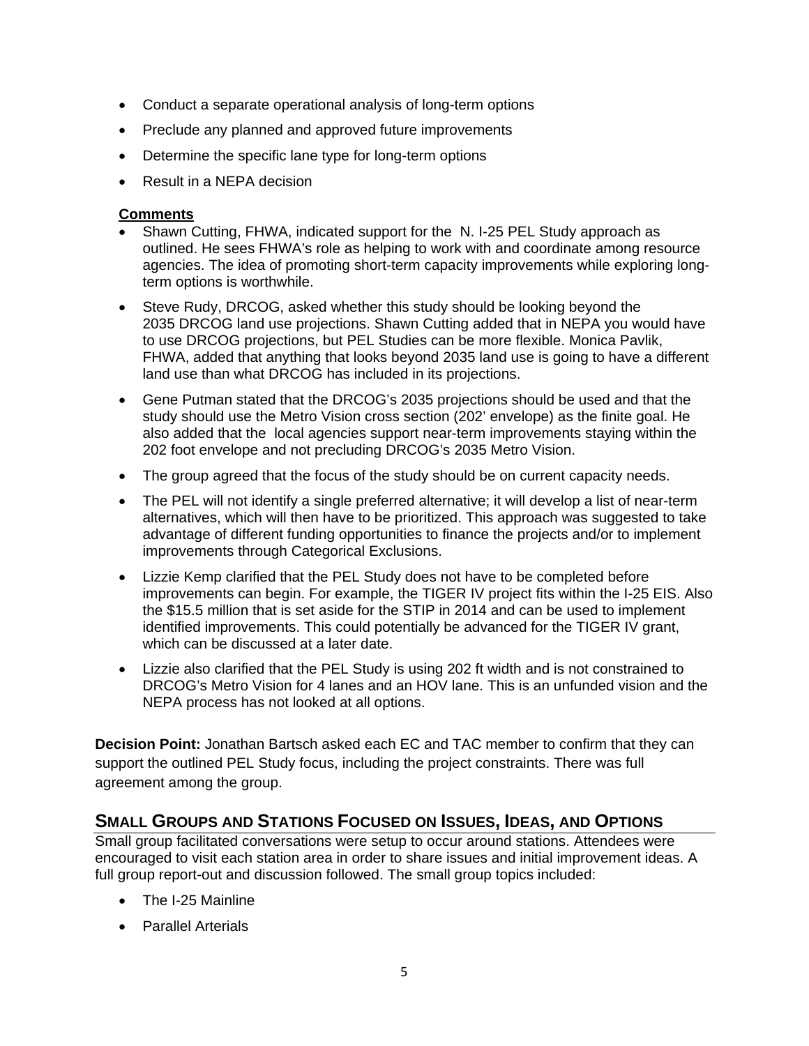- Conduct a separate operational analysis of long-term options
- Preclude any planned and approved future improvements
- Determine the specific lane type for long-term options
- Result in a NEPA decision

**Comments**

- Shawn Cutting, FHWA, indicated support for the N. I-25 PEL Study approach as outlined. He sees FHWA's role as helping to work with and coordinate among resource agencies. The idea of promoting short-term capacity improvements while exploring long-term options is worthwhile.
- Steve Rudy, DRCOG, asked whether this study should be looking beyond the 2035 DRCOG land use projections. Shawn Cutting added that in NEPA you would have to use DRCOG projections, but PEL Studies can be more flexible. Monica Pavlik, FHWA, added that anything that looks beyond 2035 land use is going to have a different land use than what DRCOG has included in its projections.
- Gene Putman stated that the DRCOG's 2035 projections should be used and that the study should use the Metro Vision cross section (202' envelope) as the finite goal. He also added that the local agencies support near-term improvements staying within the 202 foot envelope and not precluding DRCOG's 2035 Metro Vision.
- The group agreed that the focus of the study should be on current capacity needs.
- The PEL will not identify a single preferred alternative; it will develop a list of near-term alternatives, which will then have to be prioritized. This approach was suggested to take advantage of different funding opportunities to finance the projects and/or to implement improvements through Categorical Exclusions.
- Lizzie Kemp clarified that the PEL Study does not have to be completed before improvements can begin. For example, the TIGER IV project fits within the I-25 EIS. Also the $15.5 million that is set aside for the STIP in 2014 and can be used to implement identified improvements. This could potentially be advanced for the TIGER IV grant, which can be discussed at a later date.
- Lizzie also clarified that the PEL Study is using 202 ft width and is not constrained to DRCOG's Metro Vision for 4 lanes and an HOV lane. This is an unfunded vision and the NEPA process has not looked at all options.

**Decision Point:** Jonathan Bartsch asked each EC and TAC member to confirm that they can support the outlined PEL Study focus, including the project constraints. There was full agreement among the group.

## Small Groups and Stations Focused on Issues, Ideas, and Options

Small group facilitated conversations were setup to occur around stations. Attendees were encouraged to visit each station area in order to share issues and initial improvement ideas. A full group report-out and discussion followed. The small group topics included:

- The I-25 Mainline
- Parallel Arterials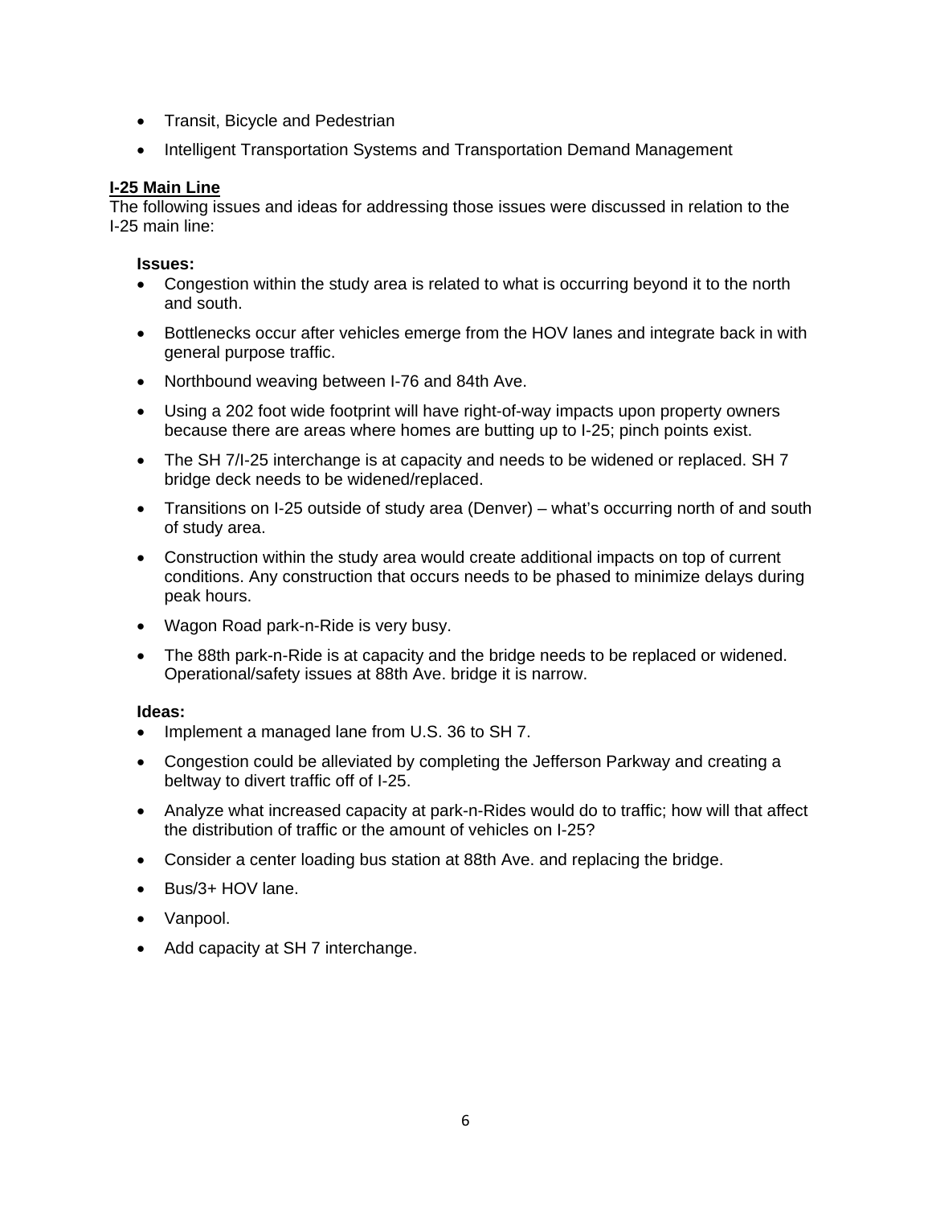- Transit, Bicycle and Pedestrian
- Intelligent Transportation Systems and Transportation Demand Management

## I-25 Main Line

The following issues and ideas for addressing those issues were discussed in relation to the I-25 main line:

**Issues:**

- Congestion within the study area is related to what is occurring beyond it to the north and south.
- Bottlenecks occur after vehicles emerge from the HOV lanes and integrate back in with general purpose traffic.
- Northbound weaving between I-76 and 84th Ave.
- Using a 202 foot wide footprint will have right-of-way impacts upon property owners because there are areas where homes are butting up to I-25; pinch points exist.
- The SH 7/I-25 interchange is at capacity and needs to be widened or replaced. SH 7 bridge deck needs to be widened/replaced.
- Transitions on I-25 outside of study area (Denver) – what's occurring north of and south of study area.
- Construction within the study area would create additional impacts on top of current conditions. Any construction that occurs needs to be phased to minimize delays during peak hours.
- Wagon Road park-n-Ride is very busy.
- The 88th park-n-Ride is at capacity and the bridge needs to be replaced or widened. Operational/safety issues at 88th Ave. bridge it is narrow.

**Ideas:**

- Implement a managed lane from U.S. 36 to SH 7.
- Congestion could be alleviated by completing the Jefferson Parkway and creating a beltway to divert traffic off of I-25.
- Analyze what increased capacity at park-n-Rides would do to traffic; how will that affect the distribution of traffic or the amount of vehicles on I-25?
- Consider a center loading bus station at 88th Ave. and replacing the bridge.
- Bus/3+ HOV lane.
- Vanpool.
- Add capacity at SH 7 interchange.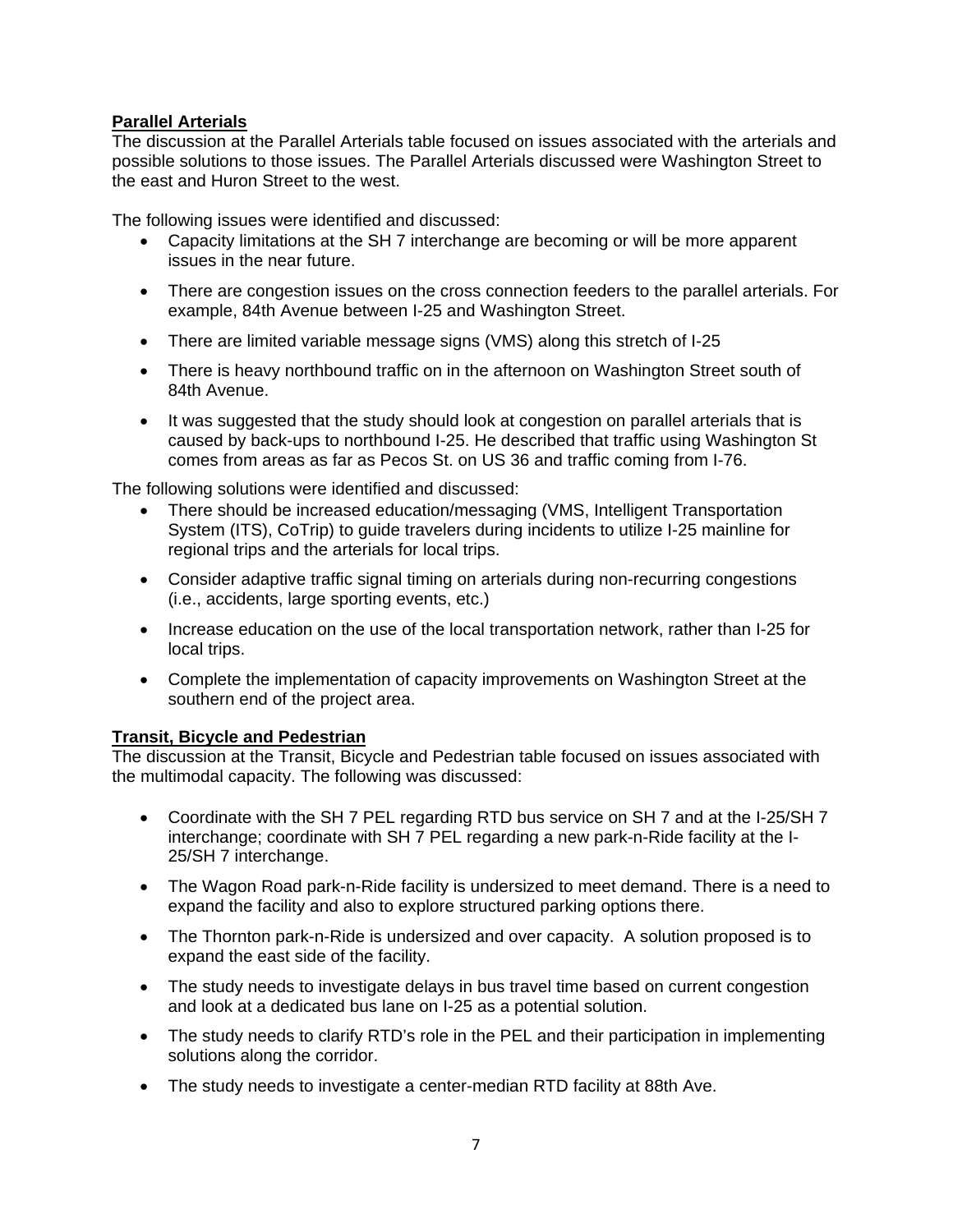**Parallel Arterials**

The discussion at the Parallel Arterials table focused on issues associated with the arterials and possible solutions to those issues. The Parallel Arterials discussed were Washington Street to the east and Huron Street to the west.

The following issues were identified and discussed:

- Capacity limitations at the SH 7 interchange are becoming or will be more apparent issues in the near future.
- There are congestion issues on the cross connection feeders to the parallel arterials. For example, 84th Avenue between I-25 and Washington Street.
- There are limited variable message signs (VMS) along this stretch of I-25
- There is heavy northbound traffic on in the afternoon on Washington Street south of 84th Avenue.
- It was suggested that the study should look at congestion on parallel arterials that is caused by back-ups to northbound I-25. He described that traffic using Washington St comes from areas as far as Pecos St. on US 36 and traffic coming from I-76.

The following solutions were identified and discussed:

- There should be increased education/messaging (VMS, Intelligent Transportation System (ITS), CoTrip) to guide travelers during incidents to utilize I-25 mainline for regional trips and the arterials for local trips.
- Consider adaptive traffic signal timing on arterials during non-recurring congestions (i.e., accidents, large sporting events, etc.)
- Increase education on the use of the local transportation network, rather than I-25 for local trips.
- Complete the implementation of capacity improvements on Washington Street at the southern end of the project area.

**Transit, Bicycle and Pedestrian**

The discussion at the Transit, Bicycle and Pedestrian table focused on issues associated with the multimodal capacity. The following was discussed:

- Coordinate with the SH 7 PEL regarding RTD bus service on SH 7 and at the I-25/SH 7 interchange; coordinate with SH 7 PEL regarding a new park-n-Ride facility at the I-25/SH 7 interchange.
- The Wagon Road park-n-Ride facility is undersized to meet demand. There is a need to expand the facility and also to explore structured parking options there.
- The Thornton park-n-Ride is undersized and over capacity. A solution proposed is to expand the east side of the facility.
- The study needs to investigate delays in bus travel time based on current congestion and look at a dedicated bus lane on I-25 as a potential solution.
- The study needs to clarify RTD's role in the PEL and their participation in implementing solutions along the corridor.
- The study needs to investigate a center-median RTD facility at 88th Ave.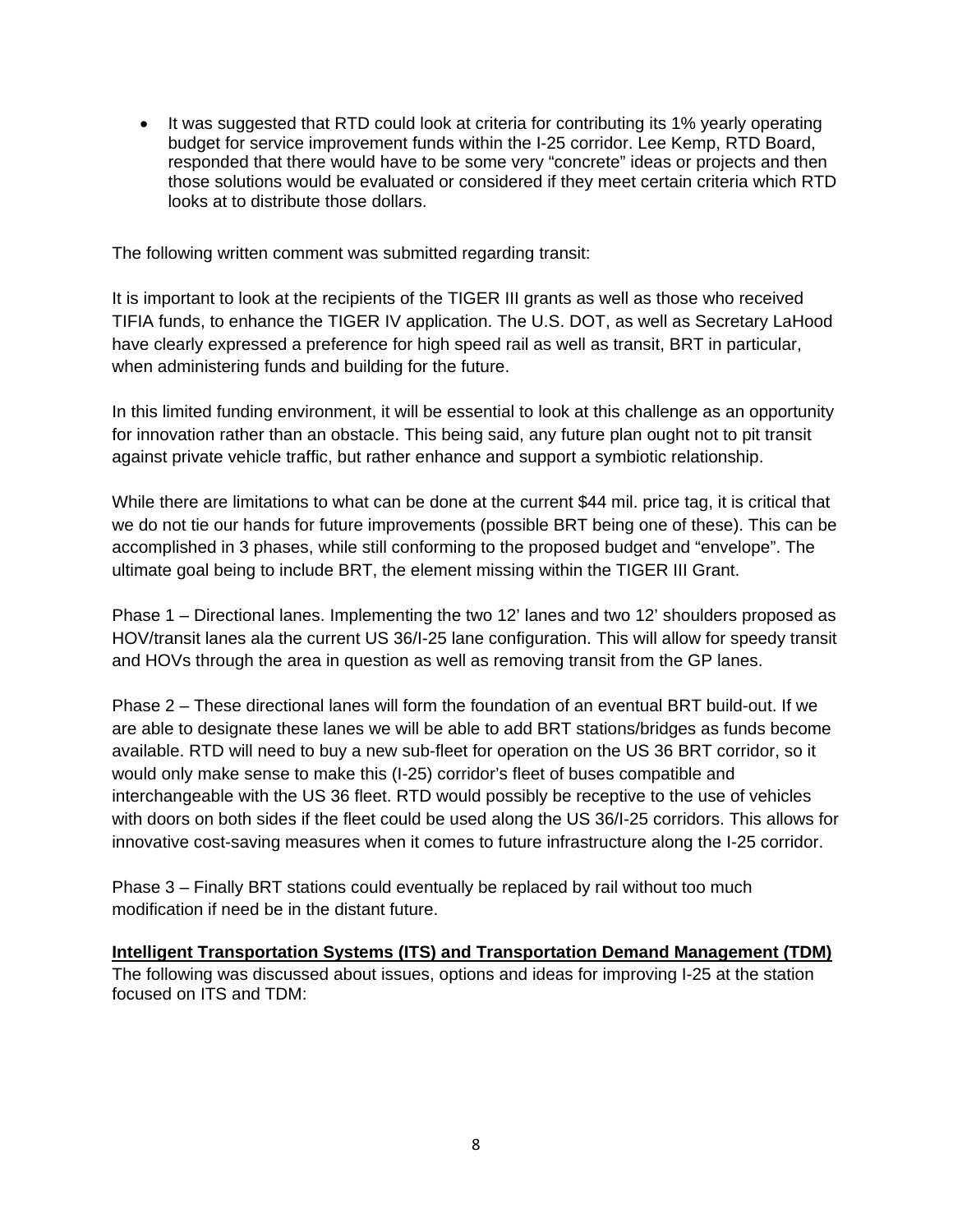- It was suggested that RTD could look at criteria for contributing its 1% yearly operating budget for service improvement funds within the I-25 corridor. Lee Kemp, RTD Board, responded that there would have to be some very "concrete" ideas or projects and then those solutions would be evaluated or considered if they meet certain criteria which RTD looks at to distribute those dollars.

The following written comment was submitted regarding transit:

It is important to look at the recipients of the TIGER III grants as well as those who received TIFIA funds, to enhance the TIGER IV application. The U.S. DOT, as well as Secretary LaHood have clearly expressed a preference for high speed rail as well as transit, BRT in particular, when administering funds and building for the future.

In this limited funding environment, it will be essential to look at this challenge as an opportunity for innovation rather than an obstacle. This being said, any future plan ought not to pit transit against private vehicle traffic, but rather enhance and support a symbiotic relationship.

While there are limitations to what can be done at the current $44 mil. price tag, it is critical that we do not tie our hands for future improvements (possible BRT being one of these). This can be accomplished in 3 phases, while still conforming to the proposed budget and "envelope". The ultimate goal being to include BRT, the element missing within the TIGER III Grant.

Phase 1 – Directional lanes. Implementing the two 12' lanes and two 12' shoulders proposed as HOV/transit lanes ala the current US 36/I-25 lane configuration. This will allow for speedy transit and HOVs through the area in question as well as removing transit from the GP lanes.

Phase 2 – These directional lanes will form the foundation of an eventual BRT build-out. If we are able to designate these lanes we will be able to add BRT stations/bridges as funds become available. RTD will need to buy a new sub-fleet for operation on the US 36 BRT corridor, so it would only make sense to make this (I-25) corridor's fleet of buses compatible and interchangeable with the US 36 fleet. RTD would possibly be receptive to the use of vehicles with doors on both sides if the fleet could be used along the US 36/I-25 corridors. This allows for innovative cost-saving measures when it comes to future infrastructure along the I-25 corridor.

Phase 3 – Finally BRT stations could eventually be replaced by rail without too much modification if need be in the distant future.

**Intelligent Transportation Systems (ITS) and Transportation Demand Management (TDM)**

The following was discussed about issues, options and ideas for improving I-25 at the station focused on ITS and TDM: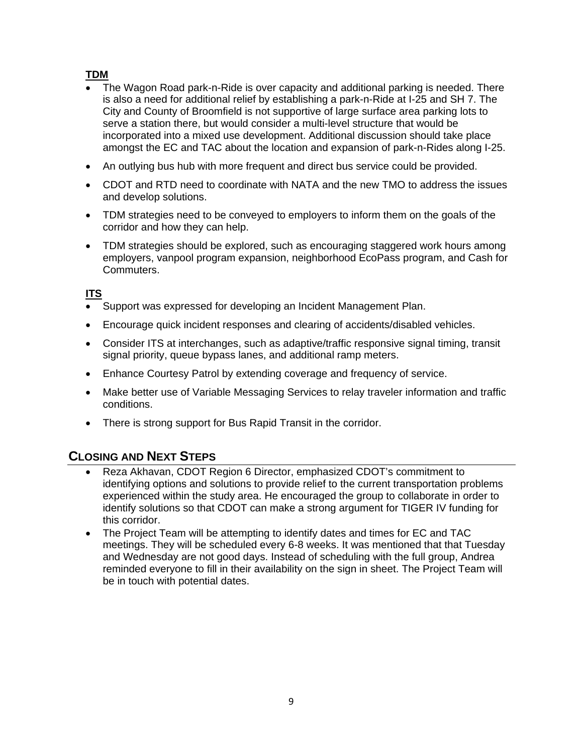**TDM**

- The Wagon Road park-n-Ride is over capacity and additional parking is needed. There is also a need for additional relief by establishing a park-n-Ride at I-25 and SH 7. The City and County of Broomfield is not supportive of large surface area parking lots to serve a station there, but would consider a multi-level structure that would be incorporated into a mixed use development. Additional discussion should take place amongst the EC and TAC about the location and expansion of park-n-Rides along I-25.
- An outlying bus hub with more frequent and direct bus service could be provided.
- CDOT and RTD need to coordinate with NATA and the new TMO to address the issues and develop solutions.
- TDM strategies need to be conveyed to employers to inform them on the goals of the corridor and how they can help.
- TDM strategies should be explored, such as encouraging staggered work hours among employers, vanpool program expansion, neighborhood EcoPass program, and Cash for Commuters.

**ITS**

- Support was expressed for developing an Incident Management Plan.
- Encourage quick incident responses and clearing of accidents/disabled vehicles.
- Consider ITS at interchanges, such as adaptive/traffic responsive signal timing, transit signal priority, queue bypass lanes, and additional ramp meters.
- Enhance Courtesy Patrol by extending coverage and frequency of service.
- Make better use of Variable Messaging Services to relay traveler information and traffic conditions.
- There is strong support for Bus Rapid Transit in the corridor.

## Closing and Next Steps

- Reza Akhavan, CDOT Region 6 Director, emphasized CDOT's commitment to identifying options and solutions to provide relief to the current transportation problems experienced within the study area. He encouraged the group to collaborate in order to identify solutions so that CDOT can make a strong argument for TIGER IV funding for this corridor.
- The Project Team will be attempting to identify dates and times for EC and TAC meetings. They will be scheduled every 6-8 weeks. It was mentioned that that Tuesday and Wednesday are not good days. Instead of scheduling with the full group, Andrea reminded everyone to fill in their availability on the sign in sheet. The Project Team will be in touch with potential dates.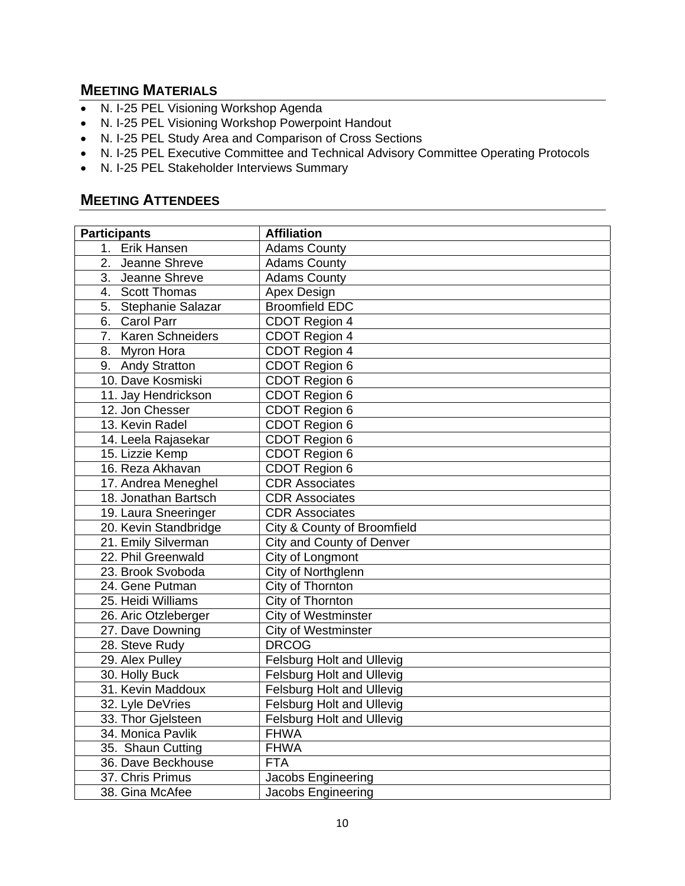## MEETING MATERIALS

- N. I-25 PEL Visioning Workshop Agenda
- N. I-25 PEL Visioning Workshop Powerpoint Handout
- N. I-25 PEL Study Area and Comparison of Cross Sections
- N. I-25 PEL Executive Committee and Technical Advisory Committee Operating Protocols
- N. I-25 PEL Stakeholder Interviews Summary

## MEETING ATTENDEES

| Participants | Affiliation |
|---|---|
| 1. Erik Hansen | Adams County |
| 2. Jeanne Shreve | Adams County |
| 3. Jeanne Shreve | Adams County |
| 4. Scott Thomas | Apex Design |
| 5. Stephanie Salazar | Broomfield EDC |
| 6. Carol Parr | CDOT Region 4 |
| 7. Karen Schneiders | CDOT Region 4 |
| 8. Myron Hora | CDOT Region 4 |
| 9. Andy Stratton | CDOT Region 6 |
| 10. Dave Kosmiski | CDOT Region 6 |
| 11. Jay Hendrickson | CDOT Region 6 |
| 12. Jon Chesser | CDOT Region 6 |
| 13. Kevin Radel | CDOT Region 6 |
| 14. Leela Rajasekar | CDOT Region 6 |
| 15. Lizzie Kemp | CDOT Region 6 |
| 16. Reza Akhavan | CDOT Region 6 |
| 17. Andrea Meneghel | CDR Associates |
| 18. Jonathan Bartsch | CDR Associates |
| 19. Laura Sneeringer | CDR Associates |
| 20. Kevin Standbridge | City & County of Broomfield |
| 21. Emily Silverman | City and County of Denver |
| 22. Phil Greenwald | City of Longmont |
| 23. Brook Svoboda | City of Northglenn |
| 24. Gene Putman | City of Thornton |
| 25. Heidi Williams | City of Thornton |
| 26. Aric Otzleberger | City of Westminster |
| 27. Dave Downing | City of Westminster |
| 28. Steve Rudy | DRCOG |
| 29. Alex Pulley | Felsburg Holt and Ullevig |
| 30. Holly Buck | Felsburg Holt and Ullevig |
| 31. Kevin Maddoux | Felsburg Holt and Ullevig |
| 32. Lyle DeVries | Felsburg Holt and Ullevig |
| 33. Thor Gjelsteen | Felsburg Holt and Ullevig |
| 34. Monica Pavlik | FHWA |
| 35. Shaun Cutting | FHWA |
| 36. Dave Beckhouse | FTA |
| 37. Chris Primus | Jacobs Engineering |
| 38. Gina McAfee | Jacobs Engineering |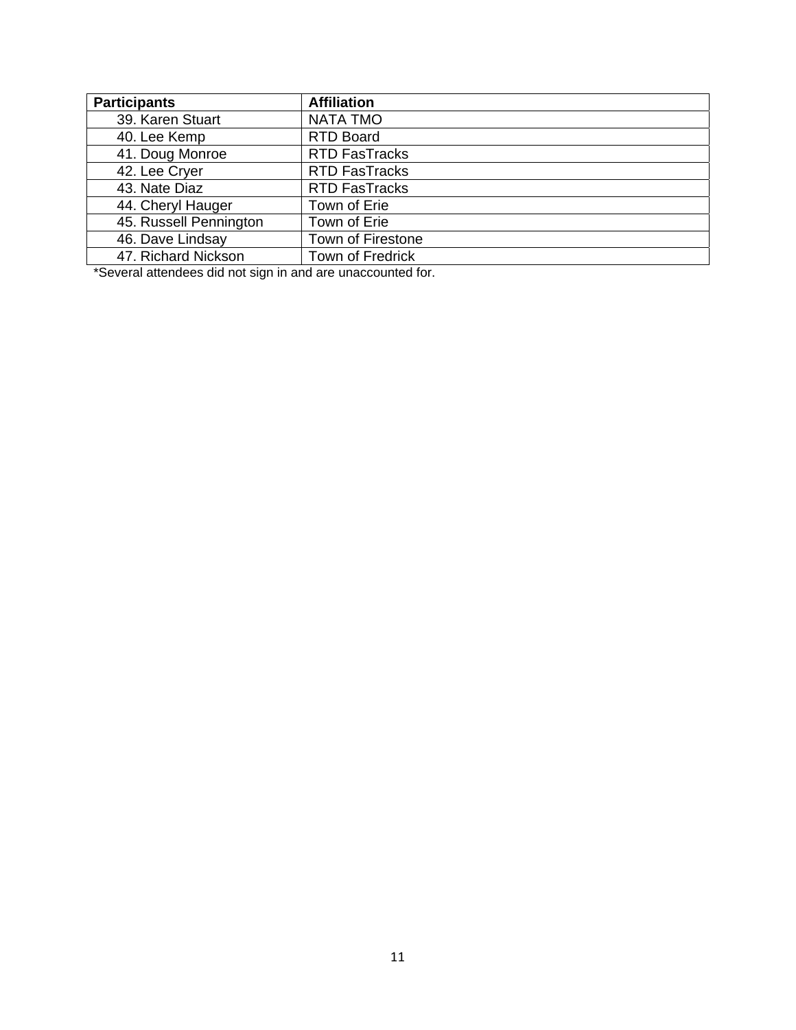| Participants | Affiliation |
|---|---|
| 39. Karen Stuart | NATA TMO |
| 40. Lee Kemp | RTD Board |
| 41. Doug Monroe | RTD FasTracks |
| 42. Lee Cryer | RTD FasTracks |
| 43. Nate Diaz | RTD FasTracks |
| 44. Cheryl Hauger | Town of Erie |
| 45. Russell Pennington | Town of Erie |
| 46. Dave Lindsay | Town of Firestone |
| 47. Richard Nickson | Town of Fredrick |

*Several attendees did not sign in and are unaccounted for.